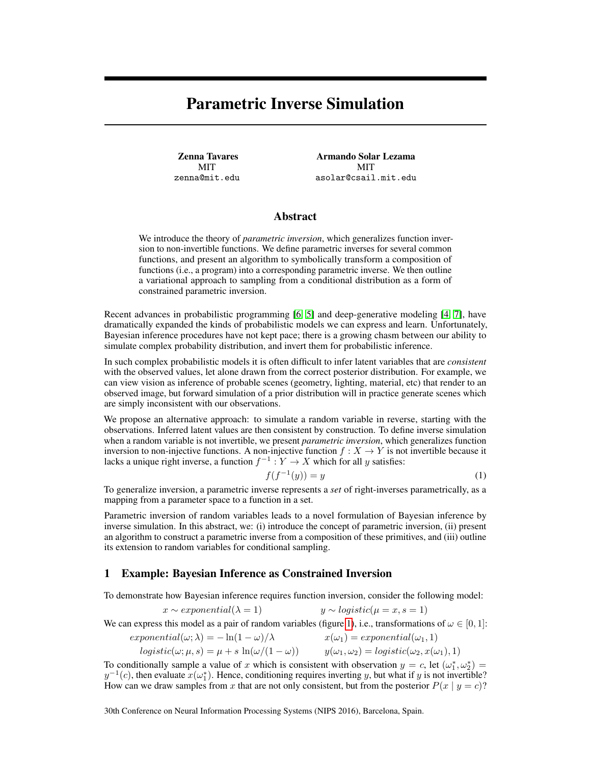# Parametric Inverse Simulation

**Zenna Tavares**
MIT
zenna@mit.edu

**Armando Solar Lezama**
MIT
asolar@csail.mit.edu

## Abstract

We introduce the theory of *parametric inversion*, which generalizes function inversion to non-invertible functions. We define parametric inverses for several common functions, and present an algorithm to symbolically transform a composition of functions (i.e., a program) into a corresponding parametric inverse. We then outline a variational approach to sampling from a conditional distribution as a form of constrained parametric inversion.

Recent advances in probabilistic programming [6, 5] and deep-generative modeling [4, 7], have dramatically expanded the kinds of probabilistic models we can express and learn. Unfortunately, Bayesian inference procedures have not kept pace; there is a growing chasm between our ability to simulate complex probability distribution, and invert them for probabilistic inference.

In such complex probabilistic models it is often difficult to infer latent variables that are *consistent* with the observed values, let alone drawn from the correct posterior distribution. For example, we can view vision as inference of probable scenes (geometry, lighting, material, etc) that render to an observed image, but forward simulation of a prior distribution will in practice generate scenes which are simply inconsistent with our observations.

We propose an alternative approach: to simulate a random variable in reverse, starting with the observations. Inferred latent values are then consistent by construction. To define inverse simulation when a random variable is not invertible, we present *parametric inversion*, which generalizes function inversion to non-injective functions. A non-injective function $f : X \to Y$ is not invertible because it lacks a unique right inverse, a function $f^{-1} : Y \to X$ which for all $y$ satisfies:

$$f(f^{-1}(y)) = y \tag{1}$$

To generalize inversion, a parametric inverse represents a *set* of right-inverses parametrically, as a mapping from a parameter space to a function in a set.

Parametric inversion of random variables leads to a novel formulation of Bayesian inference by inverse simulation. In this abstract, we: (i) introduce the concept of parametric inversion, (ii) present an algorithm to construct a parametric inverse from a composition of these primitives, and (iii) outline its extension to random variables for conditional sampling.

## 1 Example: Bayesian Inference as Constrained Inversion

To demonstrate how Bayesian inference requires function inversion, consider the following model:

$$x \sim exponential(\lambda = 1) \qquad\qquad y \sim logistic(\mu = x, s = 1)$$

We can express this model as a pair of random variables (figure 1), i.e., transformations of $\omega \in [0, 1]$:

$$exponential(\omega; \lambda) = -\ln(1 - \omega)/\lambda \qquad\qquad x(\omega_1) = exponential(\omega_1, 1)$$

$$logistic(\omega; \mu, s) = \mu + s\,\ln(\omega/(1 - \omega)) \qquad\qquad y(\omega_1, \omega_2) = logistic(\omega_2, x(\omega_1), 1)$$

To conditionally sample a value of $x$ which is consistent with observation $y = c$, let $(\omega_1^*, \omega_2^*) = y^{-1}(c)$, then evaluate $x(\omega_1^*)$. Hence, conditioning requires inverting $y$, but what if $y$ is not invertible? How can we draw samples from $x$ that are not only consistent, but from the posterior $P(x \mid y = c)$?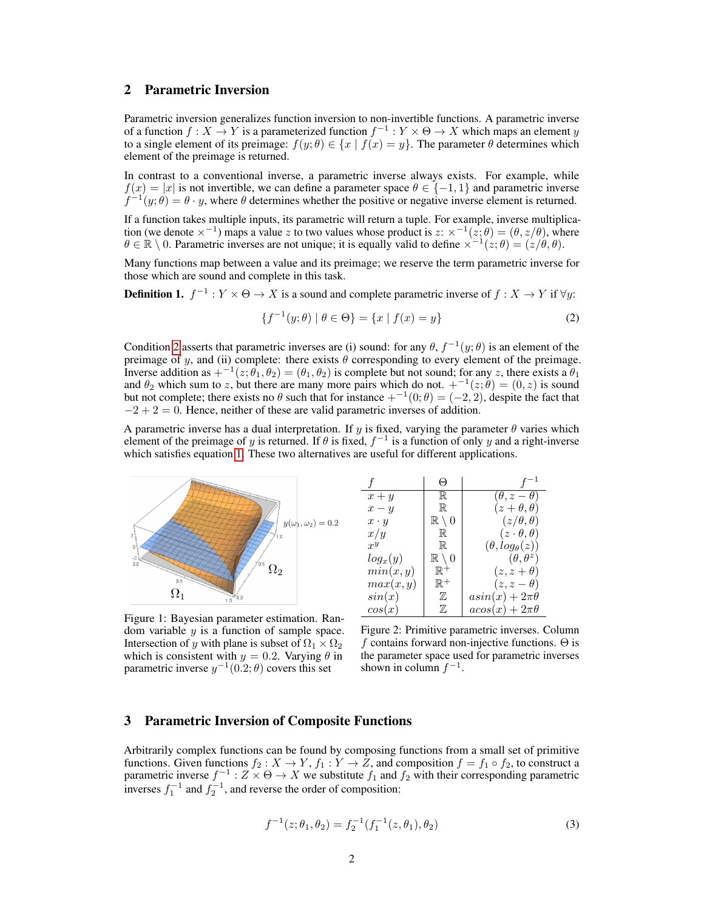## 2 Parametric Inversion

Parametric inversion generalizes function inversion to non-invertible functions. A parametric inverse of a function $f : X \to Y$ is a parameterized function $f^{-1} : Y \times \Theta \to X$ which maps an element $y$ to a single element of its preimage: $f(y; \theta) \in \{x \mid f(x) = y\}$. The parameter $\theta$ determines which element of the preimage is returned.

In contrast to a conventional inverse, a parametric inverse always exists. For example, while $f(x) = |x|$ is not invertible, we can define a parameter space $\theta \in \{-1, 1\}$ and parametric inverse $f^{-1}(y; \theta) = \theta \cdot y$, where $\theta$ determines whether the positive or negative inverse element is returned.

If a function takes multiple inputs, its parametric will return a tuple. For example, inverse multiplication (we denote $\times^{-1}$) maps a value $z$ to two values whose product is $z$: $\times^{-1}(z; \theta) = (\theta, z/\theta)$, where $\theta \in \mathbb{R} \setminus 0$. Parametric inverses are not unique; it is equally valid to define $\times^{-1}(z; \theta) = (z/\theta, \theta)$.

Many functions map between a value and its preimage; we reserve the term parametric inverse for those which are sound and complete in this task.

**Definition 1.** $f^{-1} : Y \times \Theta \to X$ is a sound and complete parametric inverse of $f : X \to Y$ if $\forall y$:

$$\{f^{-1}(y; \theta) \mid \theta \in \Theta\} = \{x \mid f(x) = y\} \tag{2}$$

Condition 2 asserts that parametric inverses are (i) sound: for any $\theta$, $f^{-1}(y; \theta)$ is an element of the preimage of $y$, and (ii) complete: there exists $\theta$ corresponding to every element of the preimage. Inverse addition as $+^{-1}(z; \theta_1, \theta_2) = (\theta_1, \theta_2)$ is complete but not sound; for any $z$, there exists a $\theta_1$ and $\theta_2$ which sum to $z$, but there are many more pairs which do not. $+^{-1}(z; \theta) = (0, z)$ is sound but not complete; there exists no $\theta$ such that for instance $+^{-1}(0; \theta) = (-2, 2)$, despite the fact that $-2 + 2 = 0$. Hence, neither of these are valid parametric inverses of addition.

A parametric inverse has a dual interpretation. If $y$ is fixed, varying the parameter $\theta$ varies which element of the preimage of $y$ is returned. If $\theta$ is fixed, $f^{-1}$ is a function of only $y$ and a right-inverse which satisfies equation 1. These two alternatives are useful for different applications.

Figure 1: Bayesian parameter estimation. Random variable $y$ is a function of sample space. Intersection of $y$ with plane is subset of $\Omega_1 \times \Omega_2$ which is consistent with $y = 0.2$. Varying $\theta$ in parametric inverse $y^{-1}(0.2; \theta)$ covers this set

| $f$ | $\Theta$ | $f^{-1}$ |
|---|---|---|
| $x + y$ | $\mathbb{R}$ | $(\theta, z - \theta)$ |
| $x - y$ | $\mathbb{R}$ | $(z + \theta, \theta)$ |
| $x \cdot y$ | $\mathbb{R} \setminus 0$ | $(z/\theta, \theta)$ |
| $x/y$ | $\mathbb{R}$ | $(z \cdot \theta, \theta)$ |
| $x^y$ | $\mathbb{R}$ | $(\theta, log_\theta(z))$ |
| $log_x(y)$ | $\mathbb{R} \setminus 0$ | $(\theta, \theta^z)$ |
| $min(x, y)$ | $\mathbb{R}^+$ | $(z, z + \theta)$ |
| $max(x, y)$ | $\mathbb{R}^+$ | $(z, z - \theta)$ |
| $sin(x)$ | $\mathbb{Z}$ | $asin(x) + 2\pi\theta$ |
| $cos(x)$ | $\mathbb{Z}$ | $acos(x) + 2\pi\theta$ |

Figure 2: Primitive parametric inverses. Column $f$ contains forward non-injective functions. $\Theta$ is the parameter space used for parametric inverses shown in column $f^{-1}$.

## 3 Parametric Inversion of Composite Functions

Arbitrarily complex functions can be found by composing functions from a small set of primitive functions. Given functions $f_2 : X \to Y$, $f_1 : Y \to Z$, and composition $f = f_1 \circ f_2$, to construct a parametric inverse $f^{-1} : Z \times \Theta \to X$ we substitute $f_1$ and $f_2$ with their corresponding parametric inverses $f_1^{-1}$ and $f_2^{-1}$, and reverse the order of composition:

$$f^{-1}(z; \theta_1, \theta_2) = f_2^{-1}(f_1^{-1}(z, \theta_1), \theta_2) \tag{3}$$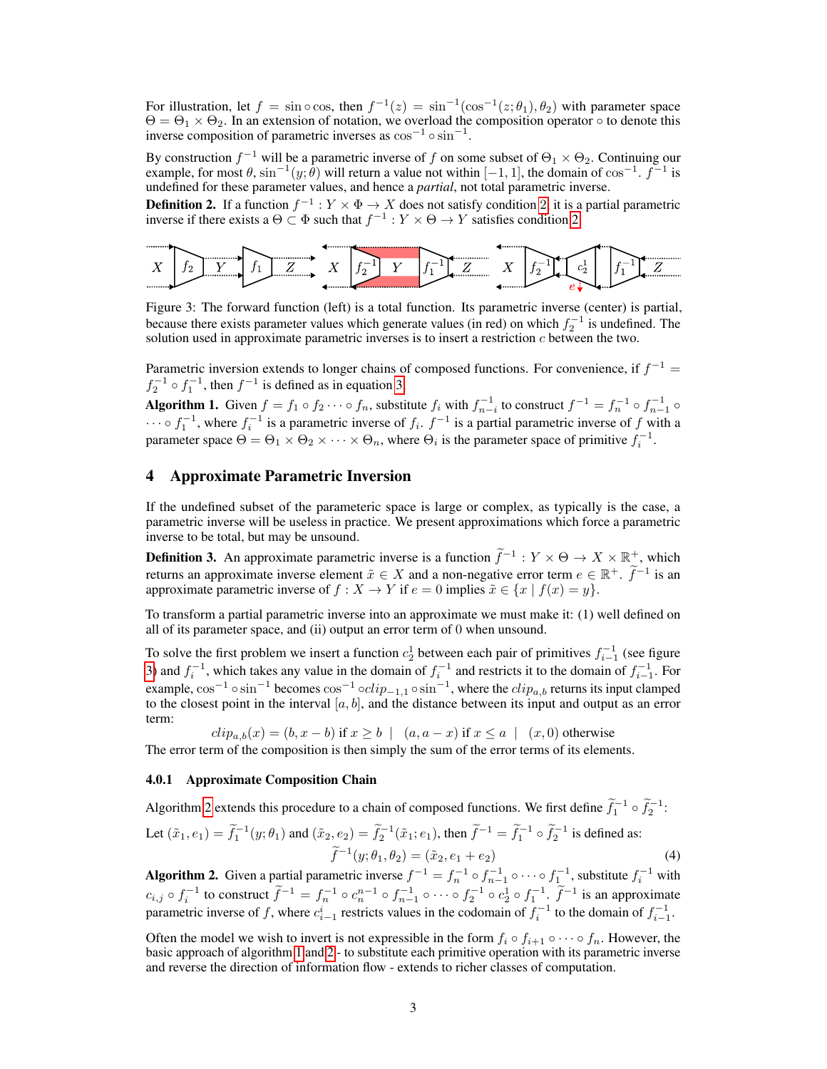For illustration, let $f = \sin \circ \cos$, then $f^{-1}(z) = \sin^{-1}(\cos^{-1}(z;\theta_1), \theta_2)$ with parameter space $\Theta = \Theta_1 \times \Theta_2$. In an extension of notation, we overload the composition operator $\circ$ to denote this inverse composition of parametric inverses as $\cos^{-1} \circ \sin^{-1}$.

By construction $f^{-1}$ will be a parametric inverse of $f$ on some subset of $\Theta_1 \times \Theta_2$. Continuing our example, for most $\theta$, $\sin^{-1}(y;\theta)$ will return a value not within $[-1, 1]$, the domain of $\cos^{-1}$. $f^{-1}$ is undefined for these parameter values, and hence a *partial*, not total parametric inverse.

**Definition 2.** If a function $f^{-1} : Y \times \Phi \to X$ does not satisfy condition 2, it is a partial parametric inverse if there exists a $\Theta \subset \Phi$ such that $f^{-1} : Y \times \Theta \to Y$ satisfies condition 2.

Figure 3: The forward function (left) is a total function. Its parametric inverse (center) is partial, because there exists parameter values which generate values (in red) on which $f_2^{-1}$ is undefined. The solution used in approximate parametric inverses is to insert a restriction $c$ between the two.

Parametric inversion extends to longer chains of composed functions. For convenience, if $f^{-1} = f_2^{-1} \circ f_1^{-1}$, then $f^{-1}$ is defined as in equation 3.

**Algorithm 1.** Given $f = f_1 \circ f_2 \cdots \circ f_n$, substitute $f_i$ with $f_{n-i}^{-1}$ to construct $f^{-1} = f_n^{-1} \circ f_{n-1}^{-1} \circ \cdots \circ f_1^{-1}$, where $f_i^{-1}$ is a parametric inverse of $f_i$. $f^{-1}$ is a partial parametric inverse of $f$ with a parameter space $\Theta = \Theta_1 \times \Theta_2 \times \cdots \times \Theta_n$, where $\Theta_i$ is the parameter space of primitive $f_i^{-1}$.

## 4 Approximate Parametric Inversion

If the undefined subset of the parameteric space is large or complex, as typically is the case, a parametric inverse will be useless in practice. We present approximations which force a parametric inverse to be total, but may be unsound.

**Definition 3.** An approximate parametric inverse is a function $\widetilde{f}^{-1} : Y \times \Theta \to X \times \mathbb{R}^+$, which returns an approximate inverse element $\tilde{x} \in X$ and a non-negative error term $e \in \mathbb{R}^+$. $\widetilde{f}^{-1}$ is an approximate parametric inverse of $f : X \to Y$ if $e = 0$ implies $\tilde{x} \in \{x \mid f(x) = y\}$.

To transform a partial parametric inverse into an approximate we must make it: (1) well defined on all of its parameter space, and (ii) output an error term of 0 when unsound.

To solve the first problem we insert a function $c_2^1$ between each pair of primitives $f_{i-1}^{-1}$ (see figure 3) and $f_i^{-1}$, which takes any value in the domain of $f_i^{-1}$ and restricts it to the domain of $f_{i-1}^{-1}$. For example, $\cos^{-1} \circ \sin^{-1}$ becomes $\cos^{-1} \circ clip_{-1,1} \circ \sin^{-1}$, where the $clip_{a,b}$ returns its input clamped to the closest point in the interval $[a, b]$, and the distance between its input and output as an error term:

$$clip_{a,b}(x) = (b, x - b) \text{ if } x \geq b \ \mid \ (a, a - x) \text{ if } x \leq a \ \mid \ (x, 0) \text{ otherwise}$$

The error term of the composition is then simply the sum of the error terms of its elements.

#### 4.0.1 Approximate Composition Chain

Algorithm 2 extends this procedure to a chain of composed functions. We first define $\widetilde{f}_1^{-1} \circ \widetilde{f}_2^{-1}$:

Let $(\tilde{x}_1, e_1) = \widetilde{f}_1^{-1}(y;\theta_1)$ and $(\tilde{x}_2, e_2) = \widetilde{f}_2^{-1}(\tilde{x}_1; e_1)$, then $\widetilde{f}^{-1} = \widetilde{f}_1^{-1} \circ \widetilde{f}_2^{-1}$ is defined as:

$$\widetilde{f}^{-1}(y;\theta_1,\theta_2) = (\tilde{x}_2, e_1 + e_2) \tag{4}$$

**Algorithm 2.** Given a partial parametric inverse $f^{-1} = f_n^{-1} \circ f_{n-1}^{-1} \circ \cdots \circ f_1^{-1}$, substitute $f_i^{-1}$ with $c_{i,j} \circ f_i^{-1}$ to construct $\widetilde{f}^{-1} = f_n^{-1} \circ c_n^{n-1} \circ f_{n-1}^{-1} \circ \cdots \circ f_2^{-1} \circ c_2^1 \circ f_1^{-1}$. $\widetilde{f}^{-1}$ is an approximate parametric inverse of $f$, where $c_{i-1}^i$ restricts values in the codomain of $f_i^{-1}$ to the domain of $f_{i-1}^{-1}$.

Often the model we wish to invert is not expressible in the form $f_i \circ f_{i+1} \circ \cdots \circ f_n$. However, the basic approach of algorithm 1 and 2 - to substitute each primitive operation with its parametric inverse and reverse the direction of information flow - extends to richer classes of computation.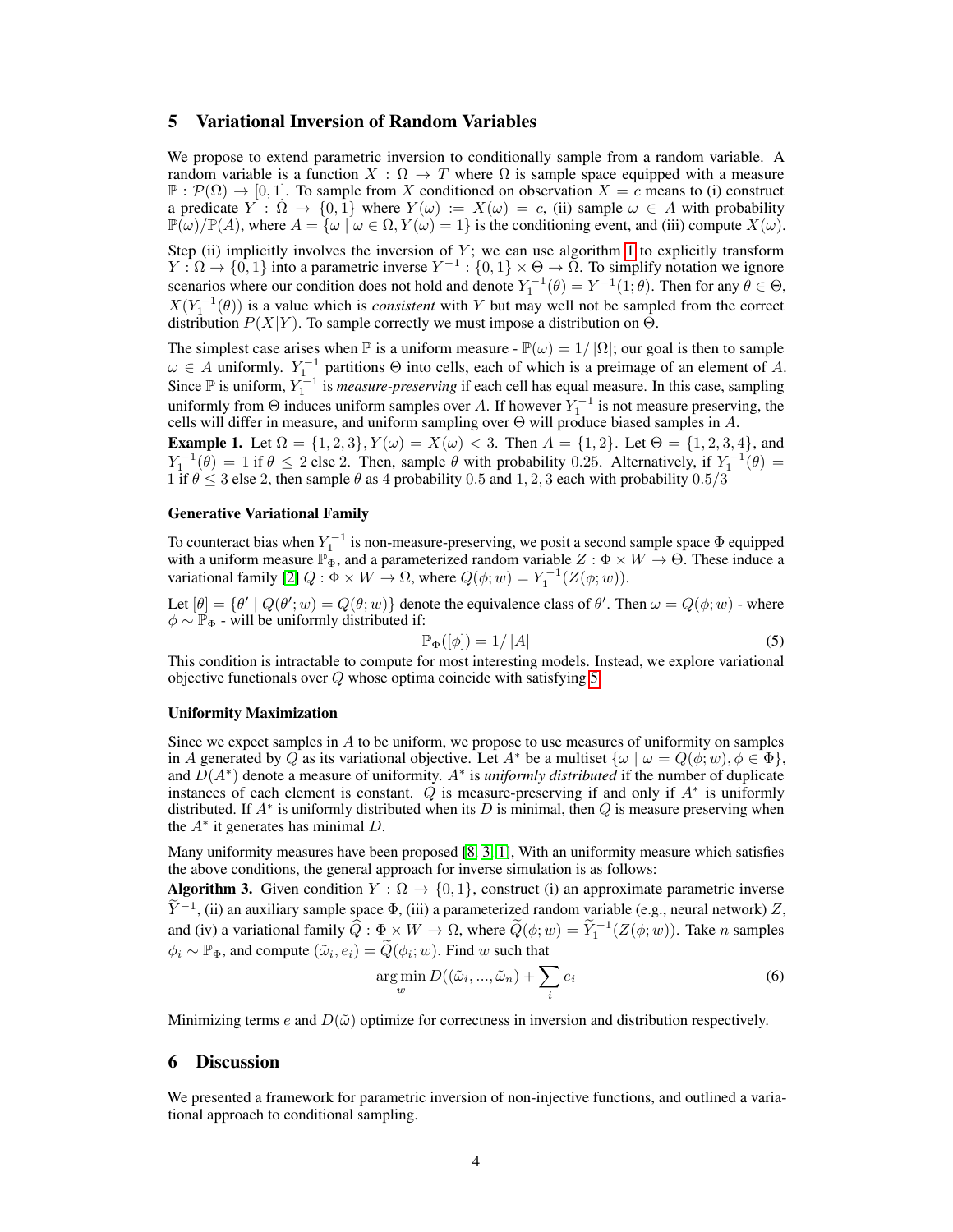## 5 Variational Inversion of Random Variables

We propose to extend parametric inversion to conditionally sample from a random variable. A random variable is a function $X : \Omega \to T$ where $\Omega$ is sample space equipped with a measure $\mathbb{P} : \mathcal{P}(\Omega) \to [0, 1]$. To sample from $X$ conditioned on observation $X = c$ means to (i) construct a predicate $Y : \Omega \to \{0, 1\}$ where $Y(\omega) := X(\omega) = c$, (ii) sample $\omega \in A$ with probability $\mathbb{P}(\omega)/\mathbb{P}(A)$, where $A = \{\omega \mid \omega \in \Omega, Y(\omega) = 1\}$ is the conditioning event, and (iii) compute $X(\omega)$.

Step (ii) implicitly involves the inversion of $Y$; we can use algorithm 1 to explicitly transform $Y : \Omega \to \{0, 1\}$ into a parametric inverse $Y^{-1} : \{0, 1\} \times \Theta \to \Omega$. To simplify notation we ignore scenarios where our condition does not hold and denote $Y_1^{-1}(\theta) = Y^{-1}(1; \theta)$. Then for any $\theta \in \Theta$, $X(Y_1^{-1}(\theta))$ is a value which is *consistent* with $Y$ but may well not be sampled from the correct distribution $P(X|Y)$. To sample correctly we must impose a distribution on $\Theta$.

The simplest case arises when $\mathbb{P}$ is a uniform measure - $\mathbb{P}(\omega) = 1/|\Omega|$; our goal is then to sample $\omega \in A$ uniformly. $Y_1^{-1}$ partitions $\Theta$ into cells, each of which is a preimage of an element of $A$. Since $\mathbb{P}$ is uniform, $Y_1^{-1}$ is *measure-preserving* if each cell has equal measure. In this case, sampling uniformly from $\Theta$ induces uniform samples over $A$. If however $Y_1^{-1}$ is not measure preserving, the cells will differ in measure, and uniform sampling over $\Theta$ will produce biased samples in $A$.

**Example 1.** Let $\Omega = \{1, 2, 3\}, Y(\omega) = X(\omega) < 3$. Then $A = \{1, 2\}$. Let $\Theta = \{1, 2, 3, 4\}$, and $Y_1^{-1}(\theta) = 1$ if $\theta \leq 2$ else 2. Then, sample $\theta$ with probability 0.25. Alternatively, if $Y_1^{-1}(\theta) = 1$ if $\theta \leq 3$ else 2, then sample $\theta$ as 4 probability 0.5 and 1, 2, 3 each with probability 0.5/3

### Generative Variational Family

To counteract bias when $Y_1^{-1}$ is non-measure-preserving, we posit a second sample space $\Phi$ equipped with a uniform measure $\mathbb{P}_\Phi$, and a parameterized random variable $Z : \Phi \times W \to \Theta$. These induce a variational family [2] $Q : \Phi \times W \to \Omega$, where $Q(\phi; w) = Y_1^{-1}(Z(\phi; w))$.

Let $[\theta] = \{\theta' \mid Q(\theta'; w) = Q(\theta; w)\}$ denote the equivalence class of $\theta'$. Then $\omega = Q(\phi; w)$ - where $\phi \sim \mathbb{P}_\Phi$ - will be uniformly distributed if:

$$\mathbb{P}_\Phi([\phi]) = 1/|A| \tag{5}$$

This condition is intractable to compute for most interesting models. Instead, we explore variational objective functionals over $Q$ whose optima coincide with satisfying 5

### Uniformity Maximization

Since we expect samples in $A$ to be uniform, we propose to use measures of uniformity on samples in $A$ generated by $Q$ as its variational objective. Let $A^*$ be a multiset $\{\omega \mid \omega = Q(\phi; w), \phi \in \Phi\}$, and $D(A^*)$ denote a measure of uniformity. $A^*$ is *uniformly distributed* if the number of duplicate instances of each element is constant. $Q$ is measure-preserving if and only if $A^*$ is uniformly distributed. If $A^*$ is uniformly distributed when its $D$ is minimal, then $Q$ is measure preserving when the $A^*$ it generates has minimal $D$.

Many uniformity measures have been proposed [8, 3, 1], With an uniformity measure which satisfies the above conditions, the general approach for inverse simulation is as follows:

**Algorithm 3.** Given condition $Y : \Omega \to \{0, 1\}$, construct (i) an approximate parametric inverse $\widetilde{Y}^{-1}$, (ii) an auxiliary sample space $\Phi$, (iii) a parameterized random variable (e.g., neural network) $Z$, and (iv) a variational family $\widetilde{Q} : \Phi \times W \to \Omega$, where $\widetilde{Q}(\phi; w) = \widetilde{Y}_1^{-1}(Z(\phi; w))$. Take $n$ samples $\phi_i \sim \mathbb{P}_\Phi$, and compute $(\tilde{\omega}_i, e_i) = \widetilde{Q}(\phi_i; w)$. Find $w$ such that

$$\arg\min_w D((\tilde{\omega}_i, ..., \tilde{\omega}_n) + \sum_i e_i \tag{6}$$

Minimizing terms $e$ and $D(\tilde{\omega})$ optimize for correctness in inversion and distribution respectively.

## 6 Discussion

We presented a framework for parametric inversion of non-injective functions, and outlined a variational approach to conditional sampling.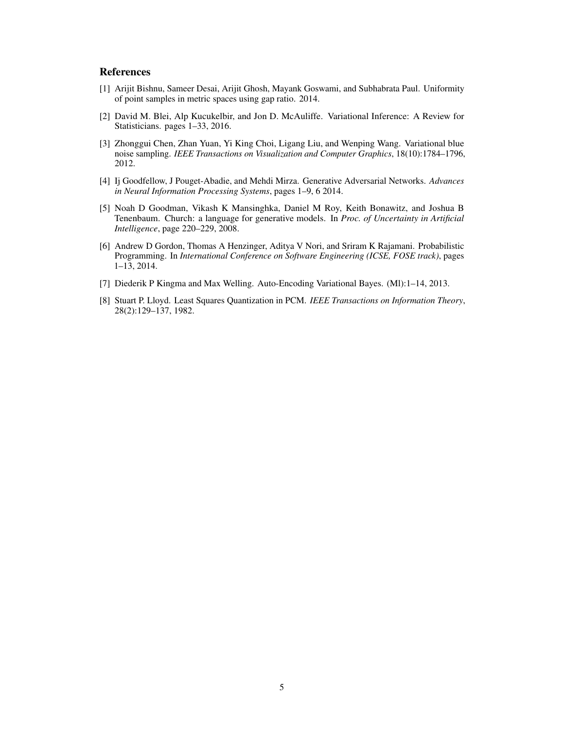## References

[1] Arijit Bishnu, Sameer Desai, Arijit Ghosh, Mayank Goswami, and Subhabrata Paul. Uniformity of point samples in metric spaces using gap ratio. 2014.

[2] David M. Blei, Alp Kucukelbir, and Jon D. McAuliffe. Variational Inference: A Review for Statisticians. pages 1–33, 2016.

[3] Zhonggui Chen, Zhan Yuan, Yi King Choi, Ligang Liu, and Wenping Wang. Variational blue noise sampling. *IEEE Transactions on Visualization and Computer Graphics*, 18(10):1784–1796, 2012.

[4] Ij Goodfellow, J Pouget-Abadie, and Mehdi Mirza. Generative Adversarial Networks. *Advances in Neural Information Processing Systems*, pages 1–9, 6 2014.

[5] Noah D Goodman, Vikash K Mansinghka, Daniel M Roy, Keith Bonawitz, and Joshua B Tenenbaum. Church: a language for generative models. In *Proc. of Uncertainty in Artificial Intelligence*, page 220–229, 2008.

[6] Andrew D Gordon, Thomas A Henzinger, Aditya V Nori, and Sriram K Rajamani. Probabilistic Programming. In *International Conference on Software Engineering (ICSE, FOSE track)*, pages 1–13, 2014.

[7] Diederik P Kingma and Max Welling. Auto-Encoding Variational Bayes. (Ml):1–14, 2013.

[8] Stuart P. Lloyd. Least Squares Quantization in PCM. *IEEE Transactions on Information Theory*, 28(2):129–137, 1982.